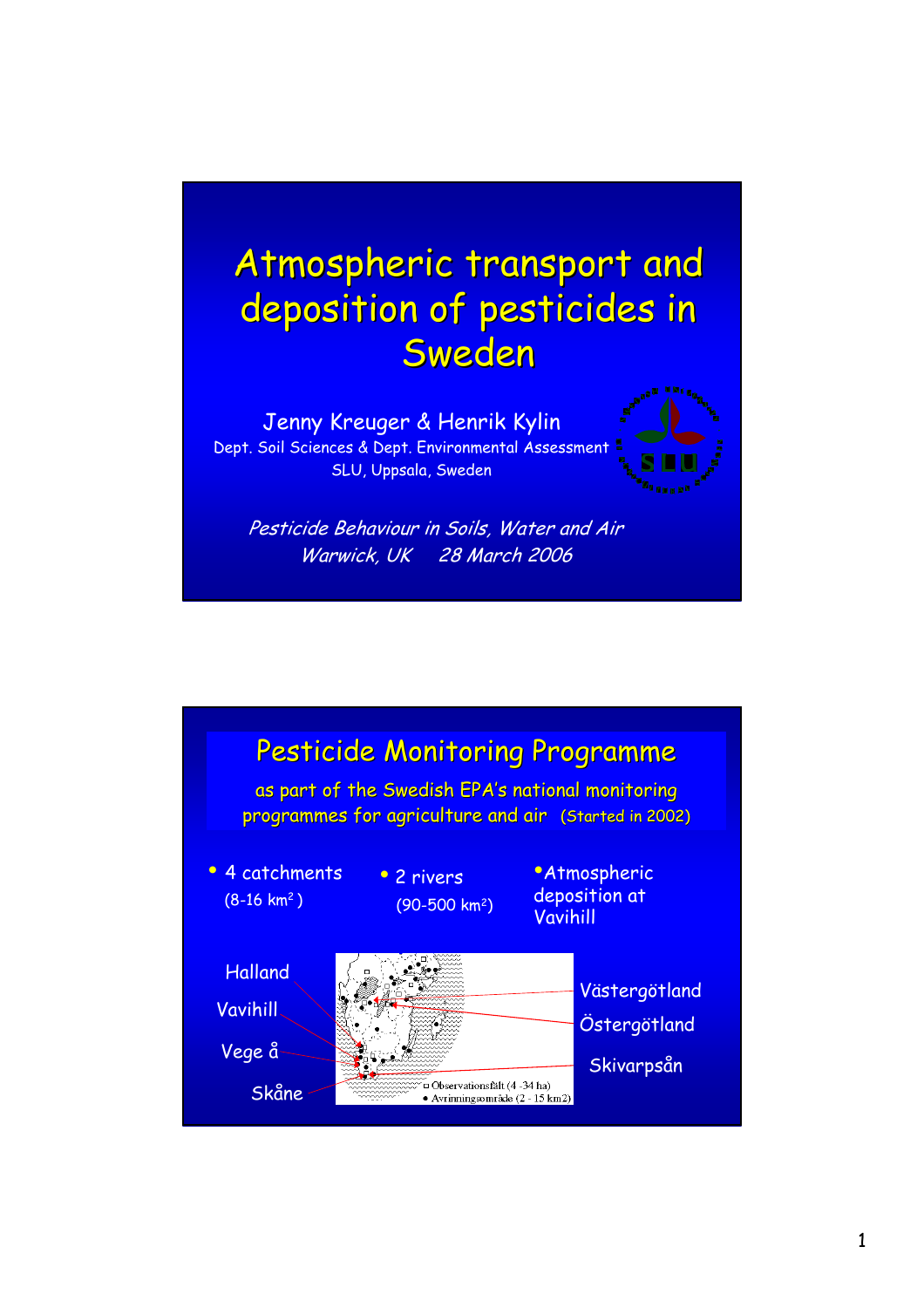# Atmospheric transport and deposition of pesticides in Sweden

Jenny Kreuger & Henrik Kylin

Dept. Soil Sciences & Dept. Environmental Assessment

SLU, Uppsala, Sweden

*Pesticide Behaviour in Soils, Water and Air*

*Warwick, UK 28 March 2006*

---

## Pesticide Monitoring Programme

as part of the Swedish EPA's national monitoring programmes for agriculture and air (Started in 2002)

- 4 catchments (8-16 $km^2$)
- 2 rivers (90-500 $km^2$)
- Atmospheric deposition at Vavihill

Halland

Vavihill

Vege å

Skåne

Västergötland

Östergötland

Skivarpsån

□ Observationsfält (4 -34 ha)

● Avrinningsområde (2 - 15 km2)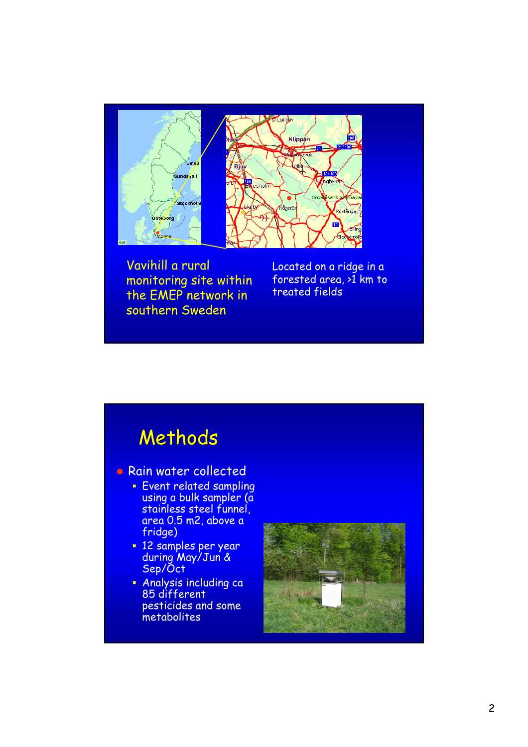Vavihill a rural monitoring site within the EMEP network in southern Sweden

Located on a ridge in a forested area, >1 km to treated fields

# Methods

- Rain water collected
  - Event related sampling using a bulk sampler (a stainless steel funnel, area 0.5 m2, above a fridge)
  - 12 samples per year during May/Jun & Sep/Oct
  - Analysis including ca 85 different pesticides and some metabolites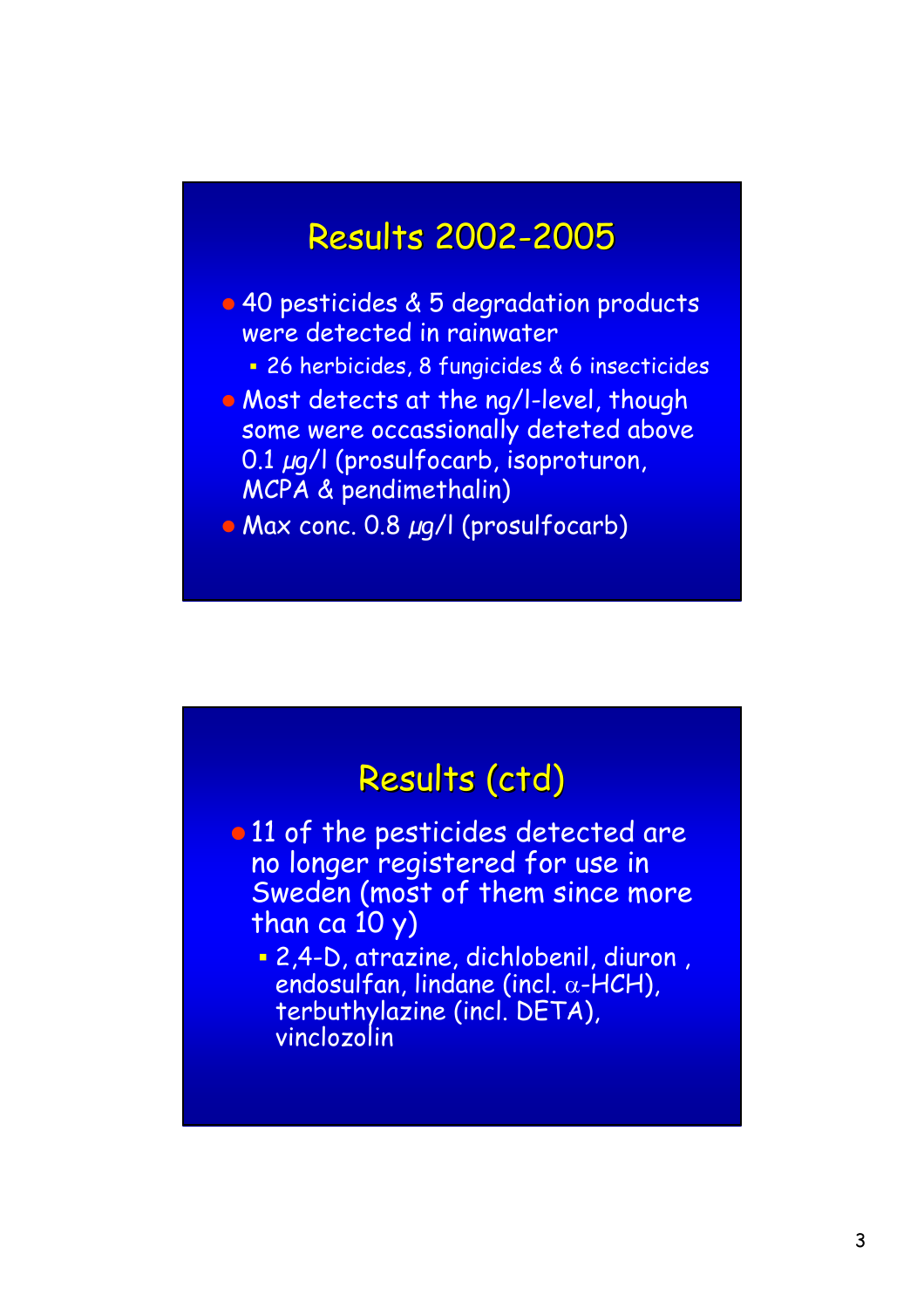## Results 2002-2005

- 40 pesticides & 5 degradation products were detected in rainwater
  - 26 herbicides, 8 fungicides & 6 insecticides
- Most detects at the ng/l-level, though some were occassionally deteted above 0.1 $\mu$g/l (prosulfocarb, isoproturon, MCPA & pendimethalin)
- Max conc. 0.8 $\mu$g/l (prosulfocarb)

## Results (ctd)

- 11 of the pesticides detected are no longer registered for use in Sweden (most of them since more than ca 10 y)
  - 2,4-D, atrazine, dichlobenil, diuron , endosulfan, lindane (incl. $\alpha$-HCH), terbuthylazine (incl. DETA), vinclozolin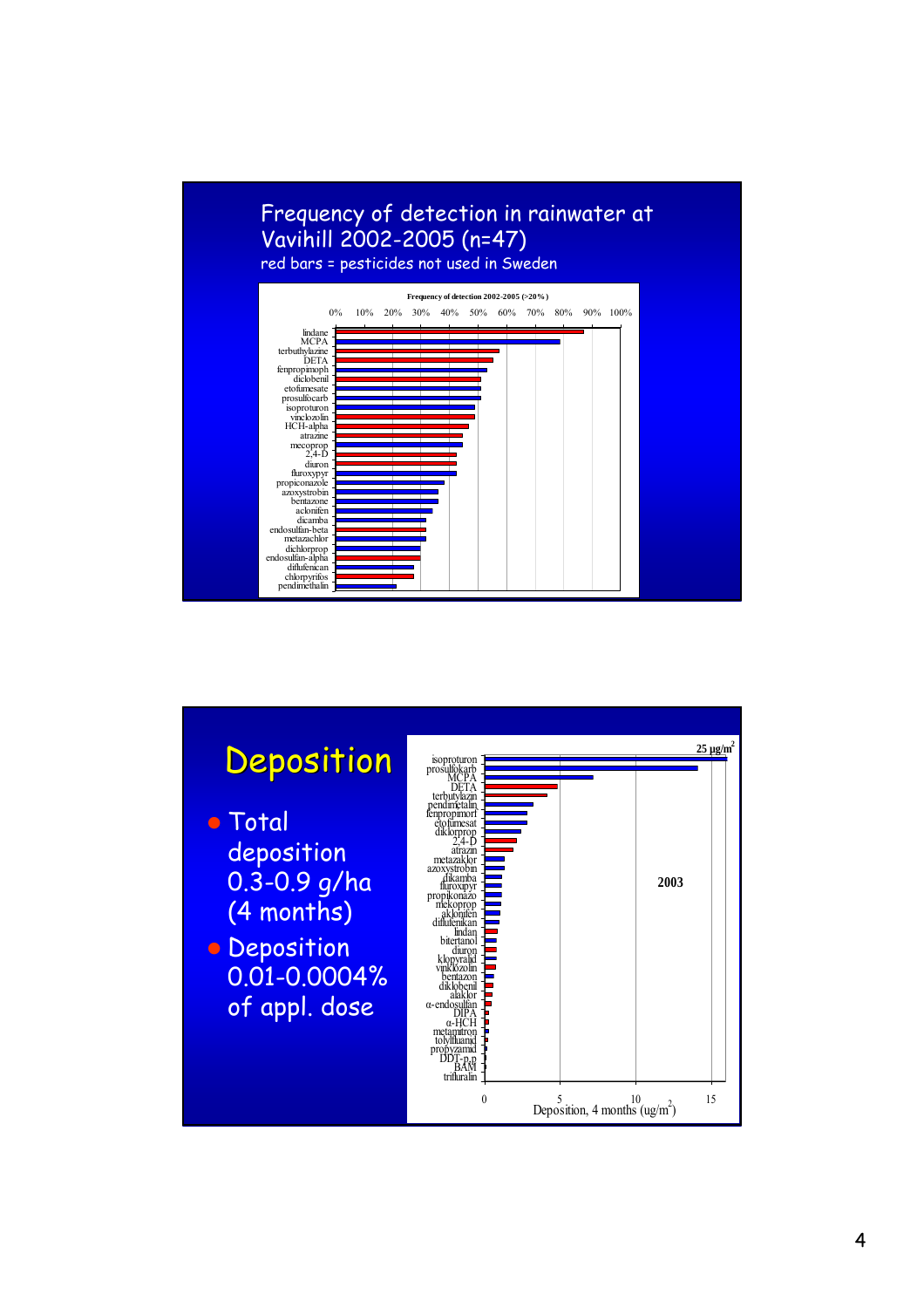## Frequency of detection in rainwater at Vavihill 2002-2005 (n=47)

red bars = pesticides not used in Sweden

**Frequency of detection 2002-2005 (>20%)**

lindane, MCPA, terbuthylazine, DETA, fenpropimoph, diclobenil, etofumesate, prosulfocarb, isoproturon, vinclozolin, HCH-alpha, atrazine, mecoprop, 2,4-D, diuron, fluroxypyr, propiconazole, azoxystrobin, bentazone, aclonifen, dicamba, endosulfan-beta, metazachlor, dichlorprop, endosulfan-alpha, diflufenican, chlorpyrifos, pendimethalin

0% 10% 20% 30% 40% 50% 60% 70% 80% 90% 100%

## Deposition

- Total deposition 0.3-0.9 g/ha (4 months)
- Deposition 0.01-0.0004% of appl. dose

25 µg/m²

2003

isoproturon, prosulfokarb, MCPA, DETA, terbutylazin, pendimetalin, fenpropimorf, etofumesat, diklorprop, 2,4-D, atrazin, metazaklor, azoxystrobin, dikamba, fluroxipyr, propikonazo, mekoprop, aklonifen, diflufenikan, lindan, bitertanol, diuron, klopyralid, vinklozolin, bentazon, diklobenil, alaklor, α-endosulfan, DIPA, α-HCH, metamitron, tolylfluanid, propyzamid, DDT-p,p, BAM, trifluralin

0 5 10 15

Deposition, 4 months (ug/m²)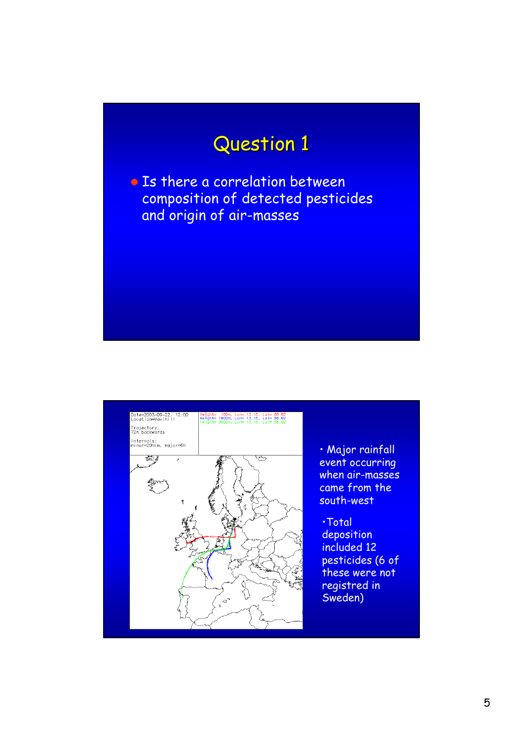# Question 1

- Is there a correlation between composition of detected pesticides and origin of air-masses

---

Date=2003-09-22, 12:00
Location=Vavihill

Trajectory:
72h backwards

Intervals:
minor=20min, major=6h

Height= 100m, Lon= 13.15, Lat= 56.02
Height= 1000m, Lon= 13.15, Lat= 56.02
Height= 3000m, Lon= 13.15, Lat= 56.02

- Major rainfall event occurring when air-masses came from the south-west
- Total deposition included 12 pesticides (6 of these were not registred in Sweden)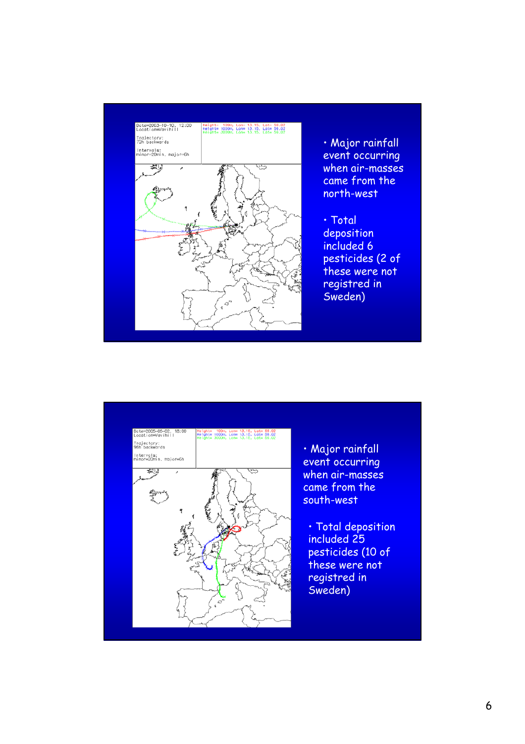- Major rainfall event occurring when air-masses came from the north-west
- Total deposition included 6 pesticides (2 of these were not registred in Sweden)

- Major rainfall event occurring when air-masses came from the south-west
- Total deposition included 25 pesticides (10 of these were not registred in Sweden)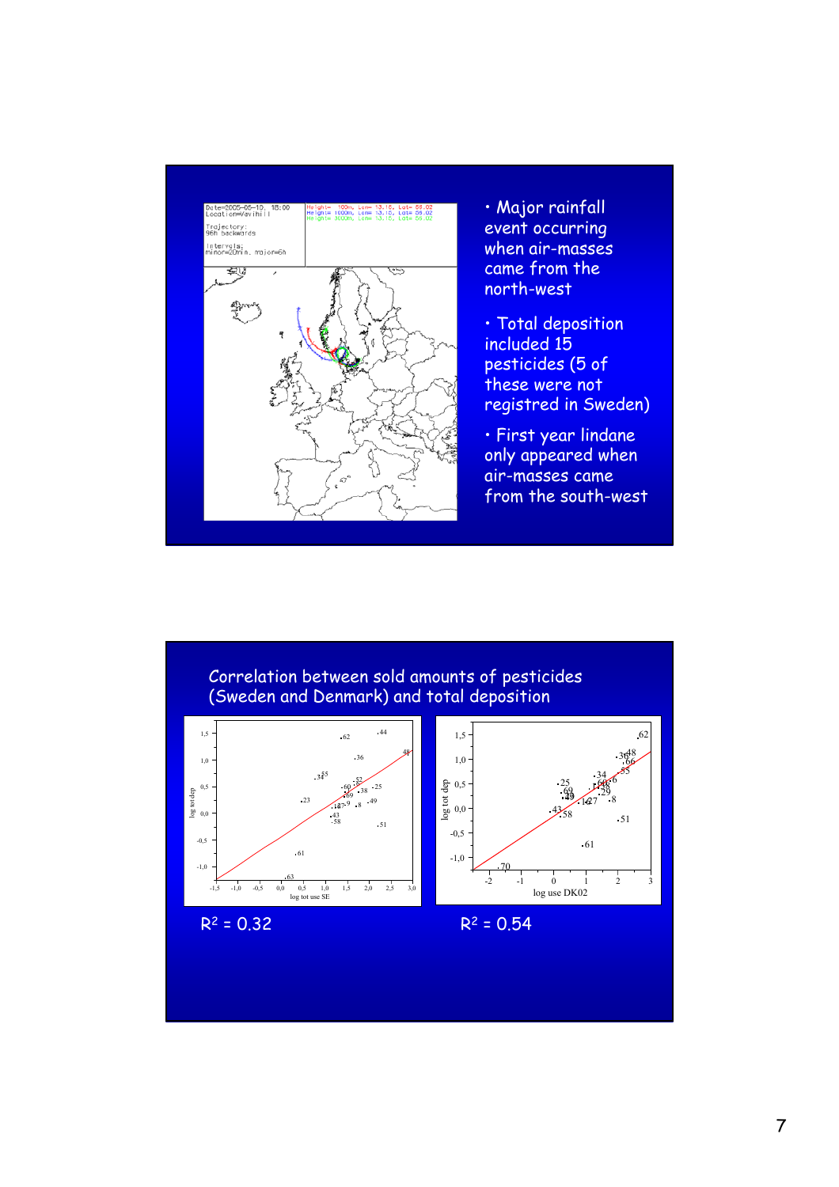- Major rainfall event occurring when air-masses came from the north-west
- Total deposition included 15 pesticides (5 of these were not registred in Sweden)
- First year lindane only appeared when air-masses came from the south-west

## Correlation between sold amounts of pesticides (Sweden and Denmark) and total deposition

$R^2 = 0.32$

$R^2 = 0.54$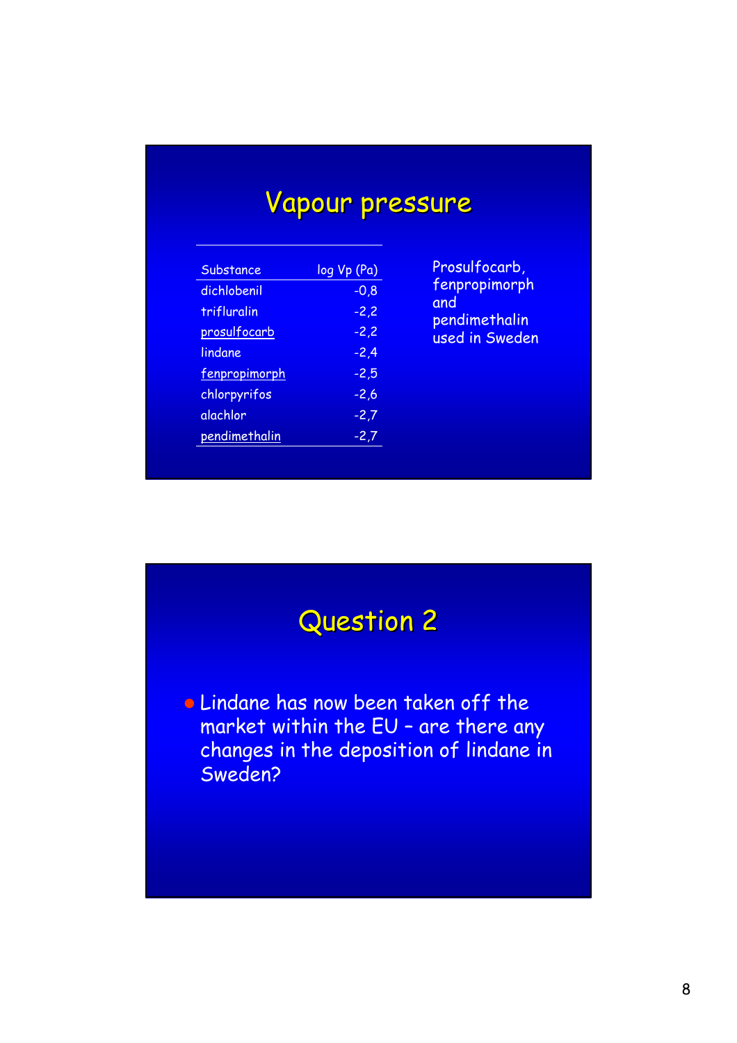# Vapour pressure

| Substance | log Vp (Pa) |
|---|---|
| dichlobenil | -0,8 |
| trifluralin | -2,2 |
| prosulfocarb | -2,2 |
| lindane | -2,4 |
| fenpropimorph | -2,5 |
| chlorpyrifos | -2,6 |
| alachlor | -2,7 |
| pendimethalin | -2,7 |

Prosulfocarb, fenpropimorph and pendimethalin used in Sweden

# Question 2

- Lindane has now been taken off the market within the EU – are there any changes in the deposition of lindane in Sweden?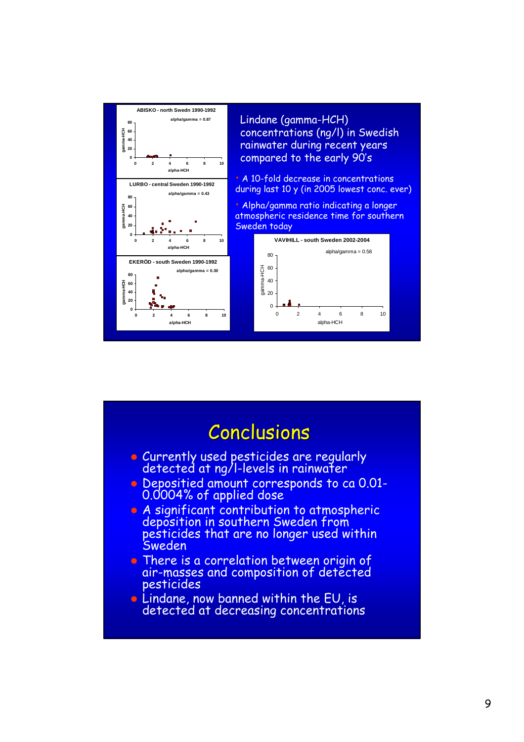ABISKO - north Swedn 1990-1992

alpha/gamma = 0.87

gamma-HCH

80
60
40
20
0

0 2 4 6 8 10

alpha-HCH

LURBO - central Sweden 1990-1992

alpha/gamma = 0.43

gamma-HCH

80
60
40
20
0

0 2 4 6 8 10

alpha-HCH

EKERÖD - south Sweden 1990-1992

alpha/gamma = 0.30

gamma-HCH

80
60
40
20
0

0 2 4 6 8 10

alpha-HCH

Lindane (gamma-HCH) concentrations (ng/l) in Swedish rainwater during recent years compared to the early 90's

- A 10-fold decrease in concentrations during last 10 y (in 2005 lowest conc. ever)
- Alpha/gamma ratio indicating a longer atmospheric residence time for southern Sweden today

VAVIHILL - south Sweden 2002-2004

alpha/gamma = 0.58

gamma-HCH

80
60
40
20
0

0 2 4 6 8 10

alpha-HCH

# Conclusions

- Currently used pesticides are regularly detected at ng/l-levels in rainwater
- Depositied amount corresponds to ca 0.01-0.0004% of applied dose
- A significant contribution to atmospheric deposition in southern Sweden from pesticides that are no longer used within Sweden
- There is a correlation between origin of air-masses and composition of detected pesticides
- Lindane, now banned within the EU, is detected at decreasing concentrations